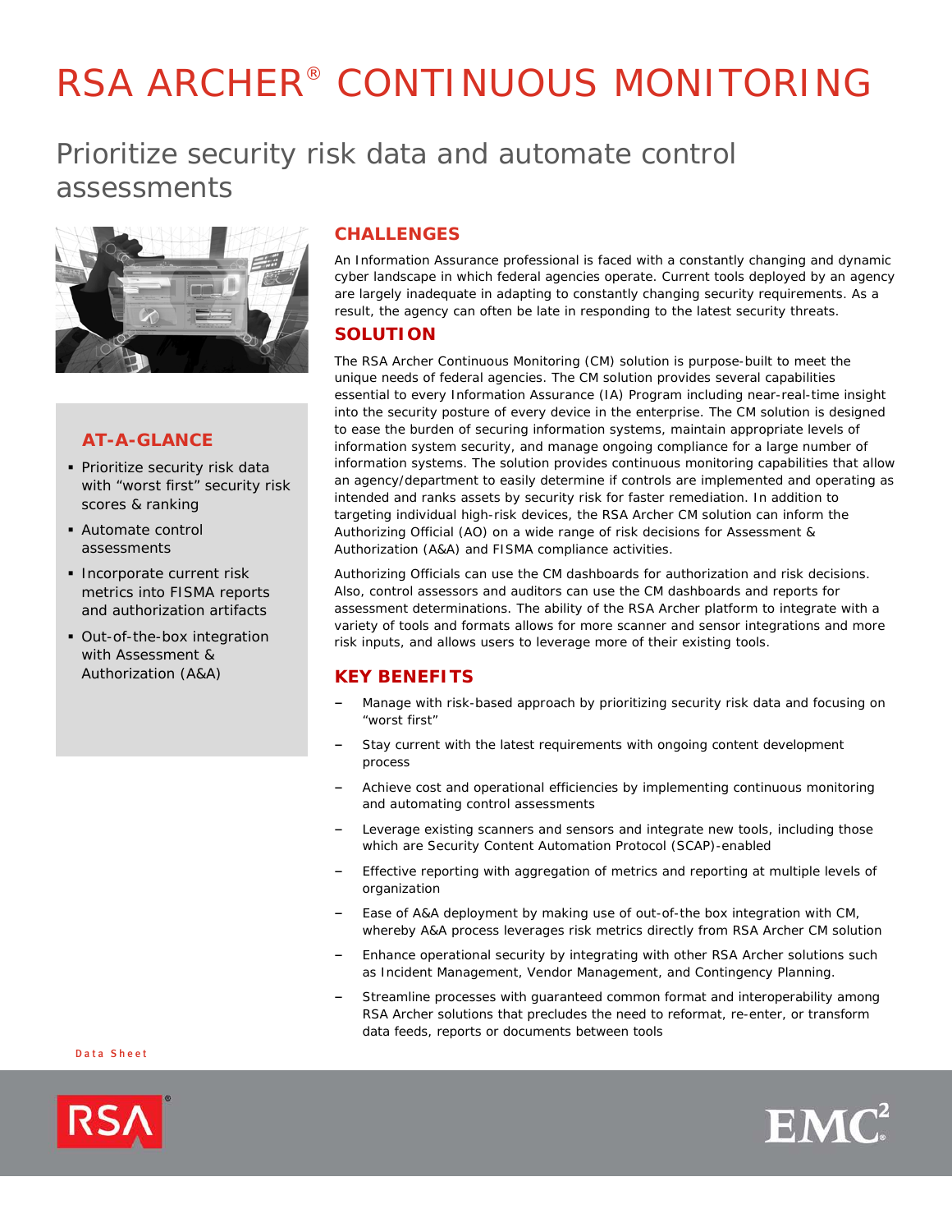# RSA ARCHER® CONTINUOUS MONITORING

## Prioritize security risk data and automate control assessments

### AT-A-GLANCE

- Prioritize security risk data with "worst first" security risk scores & ranking
- Automate control assessments
- Incorporate current risk metrics into FISMA reports and authorization artifacts
- Out-of-the-box integration with Assessment & Authorization (A&A)

### CHALLENGES

An Information Assurance professional is faced with a constantly changing and dynamic cyber landscape in which federal agencies operate. Current tools deployed by an agency are largely inadequate in adapting to constantly changing security requirements. As a result, the agency can often be late in responding to the latest security threats.

### SOLUTION

The RSA Archer Continuous Monitoring (CM) solution is purpose-built to meet the unique needs of federal agencies. The CM solution provides several capabilities essential to every Information Assurance (IA) Program including near-real-time insight into the security posture of every device in the enterprise. The CM solution is designed to ease the burden of securing information systems, maintain appropriate levels of information system security, and manage ongoing compliance for a large number of information systems. The solution provides continuous monitoring capabilities that allow an agency/department to easily determine if controls are implemented and operating as intended and ranks assets by security risk for faster remediation. In addition to targeting individual high-risk devices, the RSA Archer CM solution can inform the Authorizing Official (AO) on a wide range of risk decisions for Assessment & Authorization (A&A) and FISMA compliance activities.

Authorizing Officials can use the CM dashboards for authorization and risk decisions. Also, control assessors and auditors can use the CM dashboards and reports for assessment determinations. The ability of the RSA Archer platform to integrate with a variety of tools and formats allows for more scanner and sensor integrations and more risk inputs, and allows users to leverage more of their existing tools.

### KEY BENEFITS

- Manage with risk-based approach by prioritizing security risk data and focusing on "worst first"
- Stay current with the latest requirements with ongoing content development process
- Achieve cost and operational efficiencies by implementing continuous monitoring and automating control assessments
- Leverage existing scanners and sensors and integrate new tools, including those which are Security Content Automation Protocol (SCAP)-enabled
- Effective reporting with aggregation of metrics and reporting at multiple levels of organization
- Ease of A&A deployment by making use of out-of-the box integration with CM, whereby A&A process leverages risk metrics directly from RSA Archer CM solution
- Enhance operational security by integrating with other RSA Archer solutions such as Incident Management, Vendor Management, and Contingency Planning.
- Streamline processes with guaranteed common format and interoperability among RSA Archer solutions that precludes the need to reformat, re-enter, or transform data feeds, reports or documents between tools

Data Sheet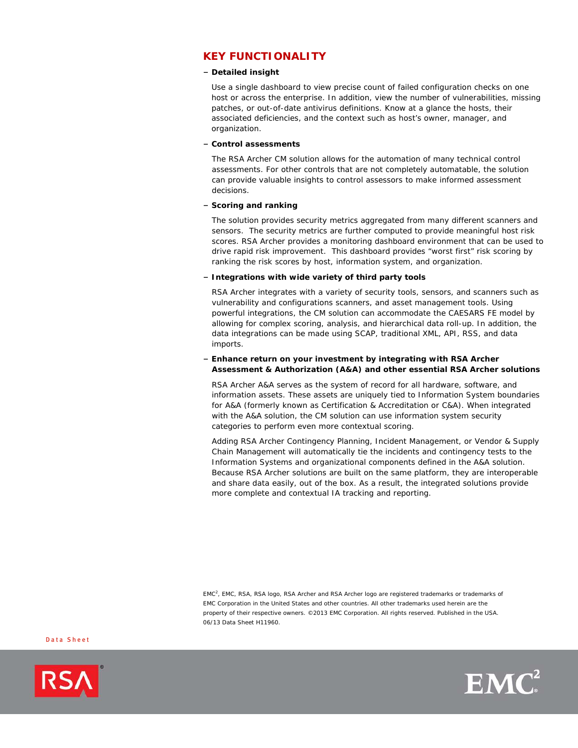## KEY FUNCTIONALITY

- **Detailed insight**

  Use a single dashboard to view precise count of failed configuration checks on one host or across the enterprise. In addition, view the number of vulnerabilities, missing patches, or out-of-date antivirus definitions. Know at a glance the hosts, their associated deficiencies, and the context such as host's owner, manager, and organization.

- **Control assessments**

  The RSA Archer CM solution allows for the automation of many technical control assessments. For other controls that are not completely automatable, the solution can provide valuable insights to control assessors to make informed assessment decisions.

- **Scoring and ranking**

  The solution provides security metrics aggregated from many different scanners and sensors. The security metrics are further computed to provide meaningful host risk scores. RSA Archer provides a monitoring dashboard environment that can be used to drive rapid risk improvement. This dashboard provides "worst first" risk scoring by ranking the risk scores by host, information system, and organization.

- **Integrations with wide variety of third party tools**

  RSA Archer integrates with a variety of security tools, sensors, and scanners such as vulnerability and configurations scanners, and asset management tools. Using powerful integrations, the CM solution can accommodate the CAESARS FE model by allowing for complex scoring, analysis, and hierarchical data roll-up. In addition, the data integrations can be made using SCAP, traditional XML, API, RSS, and data imports.

- **Enhance return on your investment by integrating with RSA Archer Assessment & Authorization (A&A) and other essential RSA Archer solutions**

  RSA Archer A&A serves as the system of record for all hardware, software, and information assets. These assets are uniquely tied to Information System boundaries for A&A (formerly known as Certification & Accreditation or C&A). When integrated with the A&A solution, the CM solution can use information system security categories to perform even more contextual scoring.

  Adding RSA Archer Contingency Planning, Incident Management, or Vendor & Supply Chain Management will automatically tie the incidents and contingency tests to the Information Systems and organizational components defined in the A&A solution. Because RSA Archer solutions are built on the same platform, they are interoperable and share data easily, out of the box. As a result, the integrated solutions provide more complete and contextual IA tracking and reporting.

$EMC^2$, EMC, RSA, RSA logo, RSA Archer and RSA Archer logo are registered trademarks or trademarks of EMC Corporation in the United States and other countries. All other trademarks used herein are the property of their respective owners. ©2013 EMC Corporation. All rights reserved. Published in the USA. 06/13 Data Sheet H11960.

Data Sheet